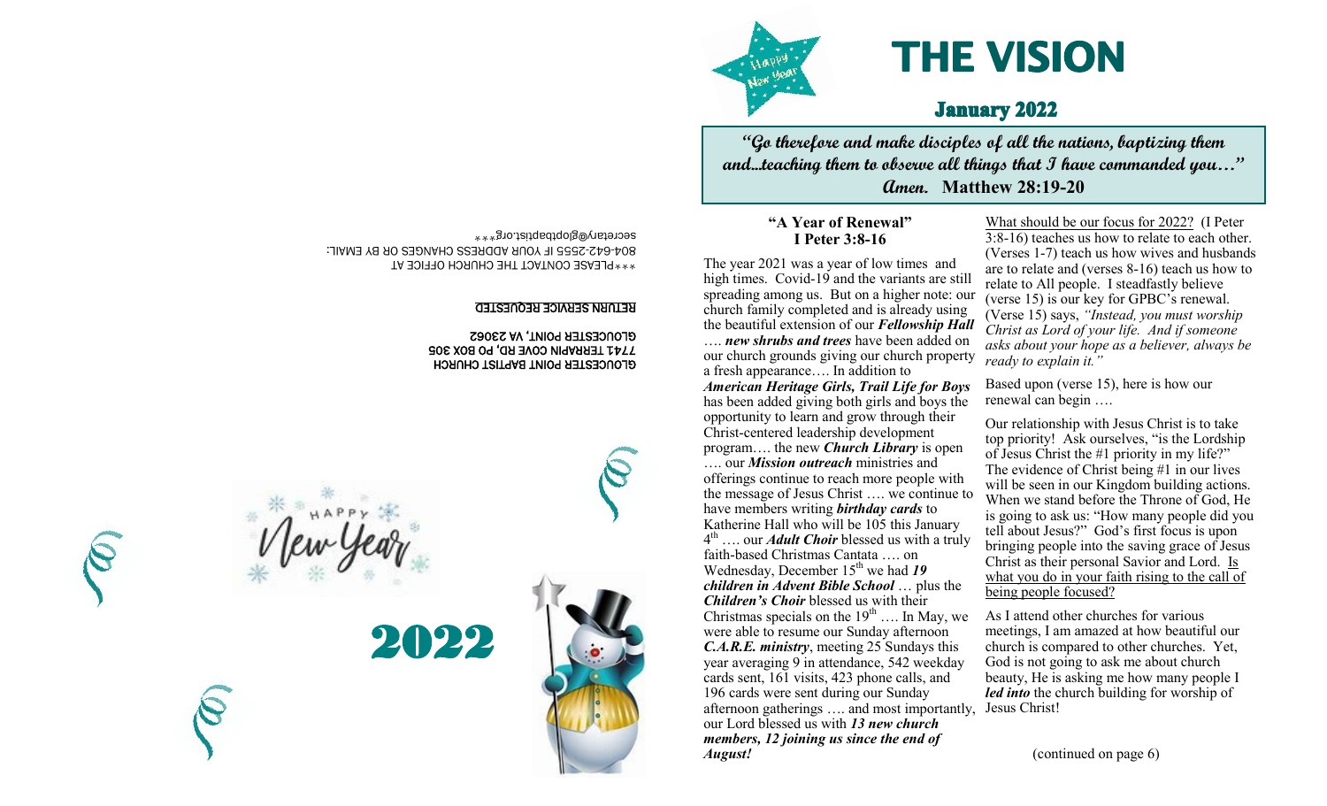GLOUCESTER POINT BAPTIST CHURCH
7741 TERRAPIN COVE RD, PO BOX 305
GLOUCESTER POINT, VA 23062

RETURN SERVICE REQUESTED

***PLEASE CONTACT THE CHURCH OFFICE AT 804-642-2555 IF YOUR ADDRESS CHANGES OR BY EMAIL: secretary@glopbaptist.org***

HAPPY New Year

2022

Happy New Year

# THE VISION

## January 2022

**"Go therefore and make disciples of all the nations, baptizing them and…teaching them to observe all things that I have commanded you…" Amen. Matthew 28:19-20**

### "A Year of Renewal"
### I Peter 3:8-16

The year 2021 was a year of low times and high times. Covid-19 and the variants are still spreading among us. But on a higher note: our church family completed and is already using the beautiful extension of our ***Fellowship Hall*** …. ***new shrubs and trees*** have been added on our church grounds giving our church property a fresh appearance…. In addition to ***American Heritage Girls, Trail Life for Boys*** has been added giving both girls and boys the opportunity to learn and grow through their Christ-centered leadership development program…. the new ***Church Library*** is open …. our ***Mission outreach*** ministries and offerings continue to reach more people with the message of Jesus Christ …. we continue to have members writing ***birthday cards*** to Katherine Hall who will be 105 this January 4th …. our ***Adult Choir*** blessed us with a truly faith-based Christmas Cantata …. on Wednesday, December 15th we had ***19 children in Advent Bible School*** … plus the ***Children's Choir*** blessed us with their Christmas specials on the 19th …. In May, we were able to resume our Sunday afternoon ***C.A.R.E. ministry***, meeting 25 Sundays this year averaging 9 in attendance, 542 weekday cards sent, 161 visits, 423 phone calls, and 196 cards were sent during our Sunday afternoon gatherings …. and most importantly, our Lord blessed us with ***13 new church members, 12 joining us since the end of August!***

What should be our focus for 2022? (I Peter 3:8-16) teaches us how to relate to each other. (Verses 1-7) teach us how wives and husbands are to relate and (verses 8-16) teach us how to relate to All people. I steadfastly believe (verse 15) is our key for GPBC's renewal. (Verse 15) says, *"Instead, you must worship Christ as Lord of your life. And if someone asks about your hope as a believer, always be ready to explain it."*

Based upon (verse 15), here is how our renewal can begin ….

Our relationship with Jesus Christ is to take top priority! Ask ourselves, "is the Lordship of Jesus Christ the #1 priority in my life?" The evidence of Christ being #1 in our lives will be seen in our Kingdom building actions. When we stand before the Throne of God, He is going to ask us: "How many people did you tell about Jesus?" God's first focus is upon bringing people into the saving grace of Jesus Christ as their personal Savior and Lord. Is what you do in your faith rising to the call of being people focused?

As I attend other churches for various meetings, I am amazed at how beautiful our church is compared to other churches. Yet, God is not going to ask me about church beauty, He is asking me how many people I ***led into*** the church building for worship of Jesus Christ!

(continued on page 6)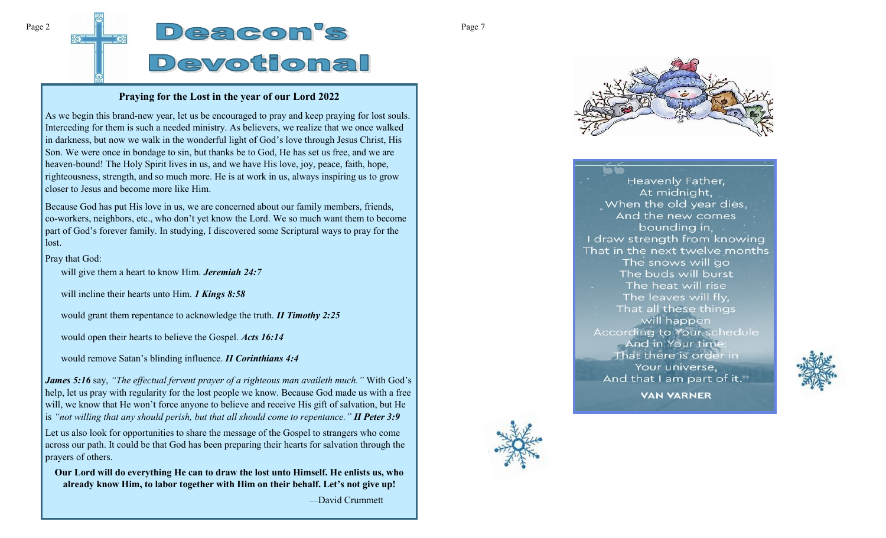# Deacon's Devotional

## Praying for the Lost in the year of our Lord 2022

As we begin this brand-new year, let us be encouraged to pray and keep praying for lost souls. Interceding for them is such a needed ministry. As believers, we realize that we once walked in darkness, but now we walk in the wonderful light of God's love through Jesus Christ, His Son. We were once in bondage to sin, but thanks be to God, He has set us free, and we are heaven-bound! The Holy Spirit lives in us, and we have His love, joy, peace, faith, hope, righteousness, strength, and so much more. He is at work in us, always inspiring us to grow closer to Jesus and become more like Him.

Because God has put His love in us, we are concerned about our family members, friends, co-workers, neighbors, etc., who don't yet know the Lord. We so much want them to become part of God's forever family. In studying, I discovered some Scriptural ways to pray for the lost.

Pray that God:

- will give them a heart to know Him. ***Jeremiah 24:7***
- will incline their hearts unto Him. ***1 Kings 8:58***
- would grant them repentance to acknowledge the truth. ***II Timothy 2:25***
- would open their hearts to believe the Gospel. ***Acts 16:14***
- would remove Satan's blinding influence. ***II Corinthians 4:4***

***James 5:16*** say, *"The effectual fervent prayer of a righteous man availeth much."* With God's help, let us pray with regularity for the lost people we know. Because God made us with a free will, we know that He won't force anyone to believe and receive His gift of salvation, but He is *"not willing that any should perish, but that all should come to repentance."* ***II Peter 3:9***

Let us also look for opportunities to share the message of the Gospel to strangers who come across our path. It could be that God has been preparing their hearts for salvation through the prayers of others.

**Our Lord will do everything He can to draw the lost unto Himself. He enlists us, who already know Him, to labor together with Him on their behalf. Let's not give up!**

—David Crummett

"Heavenly Father,
At midnight,
When the old year dies,
And the new comes
bounding in,
I draw strength from knowing
That in the next twelve months
The snows will go
The buds will burst
The heat will rise
The leaves will fly,
That all these things
will happen
According to Your schedule
And in Your time;
That there is order in
Your universe,
And that I am part of it."

VAN VARNER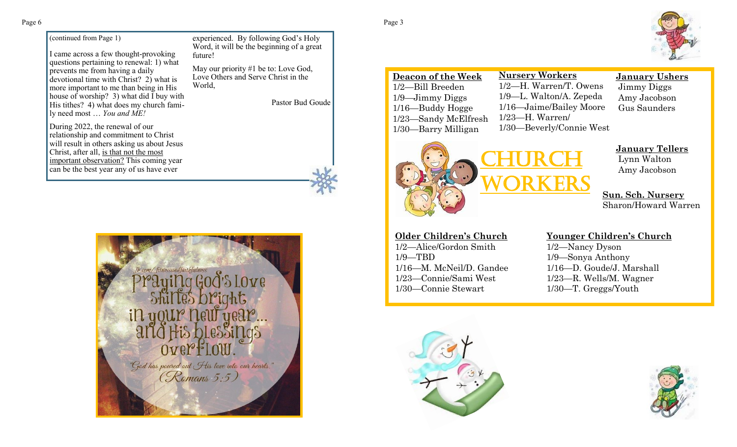(continued from Page 1)

I came across a few thought-provoking questions pertaining to renewal: 1) what prevents me from having a daily devotional time with Christ? 2) what is more important to me than being in His house of worship? 3) what did I buy with His tithes? 4) what does my church family need most … *You and ME!*

During 2022, the renewal of our relationship and commitment to Christ will result in others asking us about Jesus Christ, after all, is that not the most important observation? This coming year can be the best year any of us have ever experienced. By following God's Holy Word, it will be the beginning of a great future!

May our priority #1 be to: Love God, Love Others and Serve Christ in the World,

Pastor Bud Goude

fb.com/fitnessandfaithfulness

Praying God's love shines bright in your new year… and His blessings overflow.

"God has poured out His love into our hearts." (Romans 5:5)

# Church Workers

**Deacon of the Week**

1/2—Bill Breeden
1/9—Jimmy Diggs
1/16—Buddy Hogge
1/23—Sandy McElfresh
1/30—Barry Milligan

**Nursery Workers**

1/2—H. Warren/T. Owens
1/9—L. Walton/A. Zepeda
1/16—Jaime/Bailey Moore
1/23—H. Warren/
1/30—Beverly/Connie West

**January Ushers**

Jimmy Diggs
Amy Jacobson
Gus Saunders

**January Tellers**

Lynn Walton
Amy Jacobson

**Sun. Sch. Nursery**

Sharon/Howard Warren

**Older Children's Church**

1/2—Alice/Gordon Smith
1/9—TBD
1/16—M. McNeil/D. Gandee
1/23—Connie/Sami West
1/30—Connie Stewart

**Younger Children's Church**

1/2—Nancy Dyson
1/9—Sonya Anthony
1/16—D. Goude/J. Marshall
1/23—R. Wells/M. Wagner
1/30—T. Greggs/Youth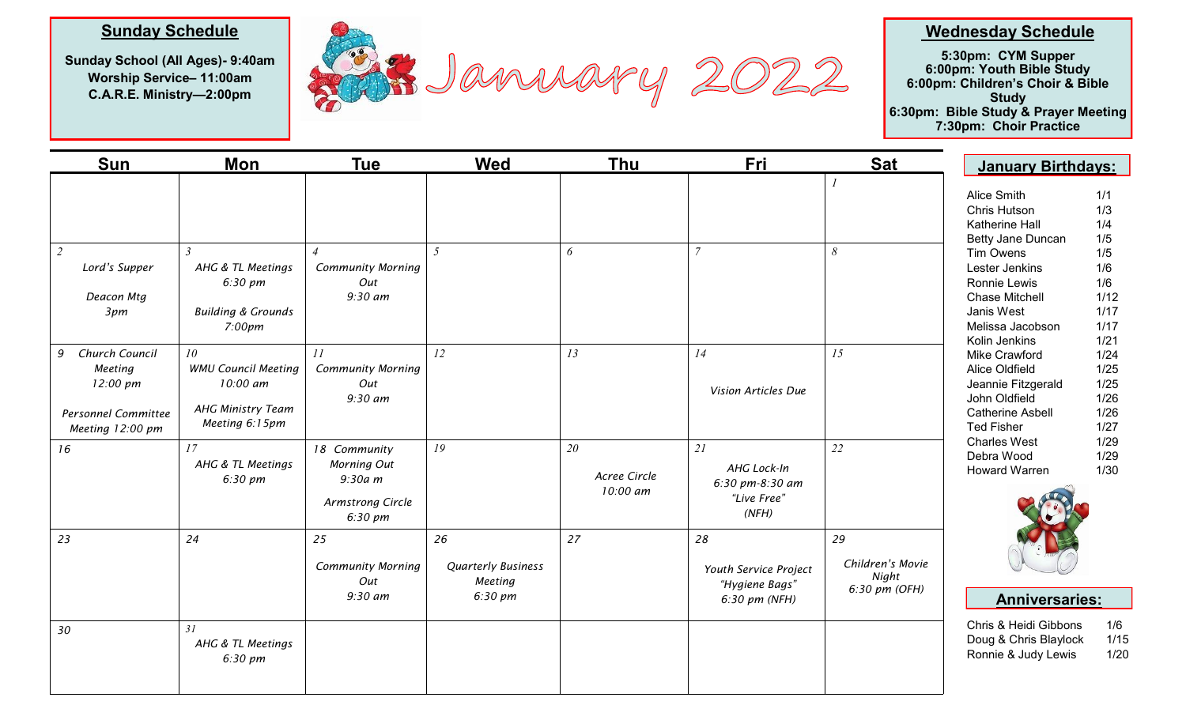## Sunday Schedule

**Sunday School (All Ages)- 9:40am**
**Worship Service– 11:00am**
**C.A.R.E. Ministry—2:00pm**

# January 2022

## Wednesday Schedule

**5:30pm: CYM Supper**
**6:00pm: Youth Bible Study**
**6:00pm: Children's Choir & Bible Study**
**6:30pm: Bible Study & Prayer Meeting**
**7:30pm: Choir Practice**

| Sun | Mon | Tue | Wed | Thu | Fri | Sat |
|---|---|---|---|---|---|---|
| | | | | | | 1 |
| 2<br>*Lord's Supper*<br>*Deacon Mtg 3pm* | 3<br>*AHG & TL Meetings 6:30 pm*<br>*Building & Grounds 7:00pm* | 4<br>*Community Morning Out 9:30 am* | 5 | 6 | 7 | 8 |
| 9 *Church Council Meeting 12:00 pm*<br>*Personnel Committee Meeting 12:00 pm* | 10<br>*WMU Council Meeting 10:00 am*<br>*AHG Ministry Team Meeting 6:15pm* | 11<br>*Community Morning Out 9:30 am* | 12 | 13 | 14<br>*Vision Articles Due* | 15 |
| 16 | 17<br>*AHG & TL Meetings 6:30 pm* | 18 *Community Morning Out 9:30a m*<br>*Armstrong Circle 6:30 pm* | 19 | 20<br>*Acree Circle 10:00 am* | 21<br>*AHG Lock-In 6:30 pm-8:30 am "Live Free" (NFH)* | 22 |
| 23 | 24 | 25<br>*Community Morning Out 9:30 am* | 26<br>*Quarterly Business Meeting 6:30 pm* | 27 | 28<br>*Youth Service Project "Hygiene Bags" 6:30 pm (NFH)* | 29<br>*Children's Movie Night 6:30 pm (OFH)* |
| 30 | 31<br>*AHG & TL Meetings 6:30 pm* | | | | | |

## January Birthdays:

| | |
|---|---|
| Alice Smith | 1/1 |
| Chris Hutson | 1/3 |
| Katherine Hall | 1/4 |
| Betty Jane Duncan | 1/5 |
| Tim Owens | 1/5 |
| Lester Jenkins | 1/6 |
| Ronnie Lewis | 1/6 |
| Chase Mitchell | 1/12 |
| Janis West | 1/17 |
| Melissa Jacobson | 1/17 |
| Kolin Jenkins | 1/21 |
| Mike Crawford | 1/24 |
| Alice Oldfield | 1/25 |
| Jeannie Fitzgerald | 1/25 |
| John Oldfield | 1/26 |
| Catherine Asbell | 1/26 |
| Ted Fisher | 1/27 |
| Charles West | 1/29 |
| Debra Wood | 1/29 |
| Howard Warren | 1/30 |

## Anniversaries:

| | |
|---|---|
| Chris & Heidi Gibbons | 1/6 |
| Doug & Chris Blaylock | 1/15 |
| Ronnie & Judy Lewis | 1/20 |